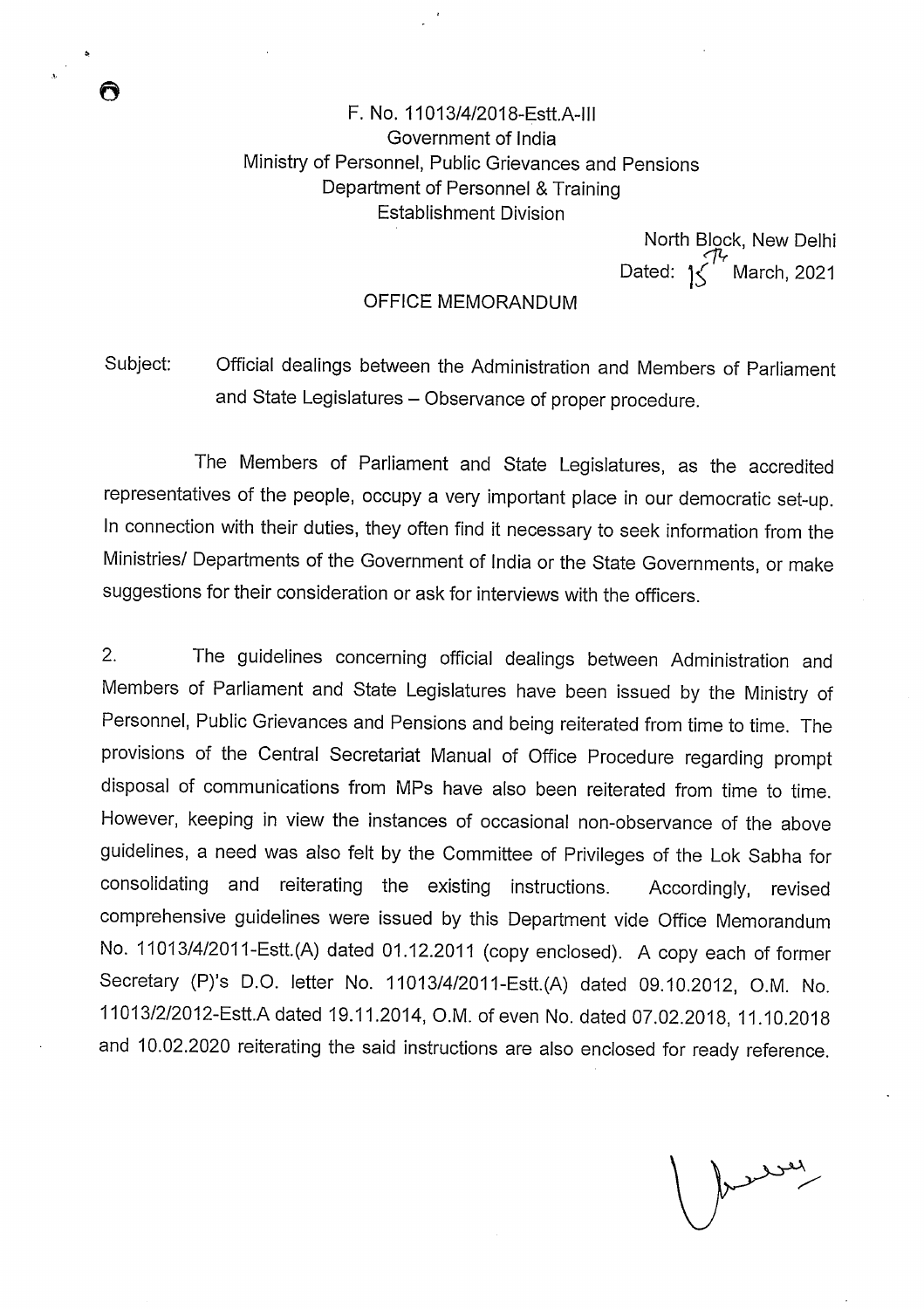F. No. 11013/4/2018-Estt.A-III
Government of India
Ministry of Personnel, Public Grievances and Pensions
Department of Personnel & Training
Establishment Division

North Block, New Delhi
Dated: 15th March, 2021

## OFFICE MEMORANDUM

Subject: Official dealings between the Administration and Members of Parliament and State Legislatures – Observance of proper procedure.

The Members of Parliament and State Legislatures, as the accredited representatives of the people, occupy a very important place in our democratic set-up. In connection with their duties, they often find it necessary to seek information from the Ministries/ Departments of the Government of India or the State Governments, or make suggestions for their consideration or ask for interviews with the officers.

2. The guidelines concerning official dealings between Administration and Members of Parliament and State Legislatures have been issued by the Ministry of Personnel, Public Grievances and Pensions and being reiterated from time to time. The provisions of the Central Secretariat Manual of Office Procedure regarding prompt disposal of communications from MPs have also been reiterated from time to time. However, keeping in view the instances of occasional non-observance of the above guidelines, a need was also felt by the Committee of Privileges of the Lok Sabha for consolidating and reiterating the existing instructions. Accordingly, revised comprehensive guidelines were issued by this Department vide Office Memorandum No. 11013/4/2011-Estt.(A) dated 01.12.2011 (copy enclosed). A copy each of former Secretary (P)'s D.O. letter No. 11013/4/2011-Estt.(A) dated 09.10.2012, O.M. No. 11013/2/2012-Estt.A dated 19.11.2014, O.M. of even No. dated 07.02.2018, 11.10.2018 and 10.02.2020 reiterating the said instructions are also enclosed for ready reference.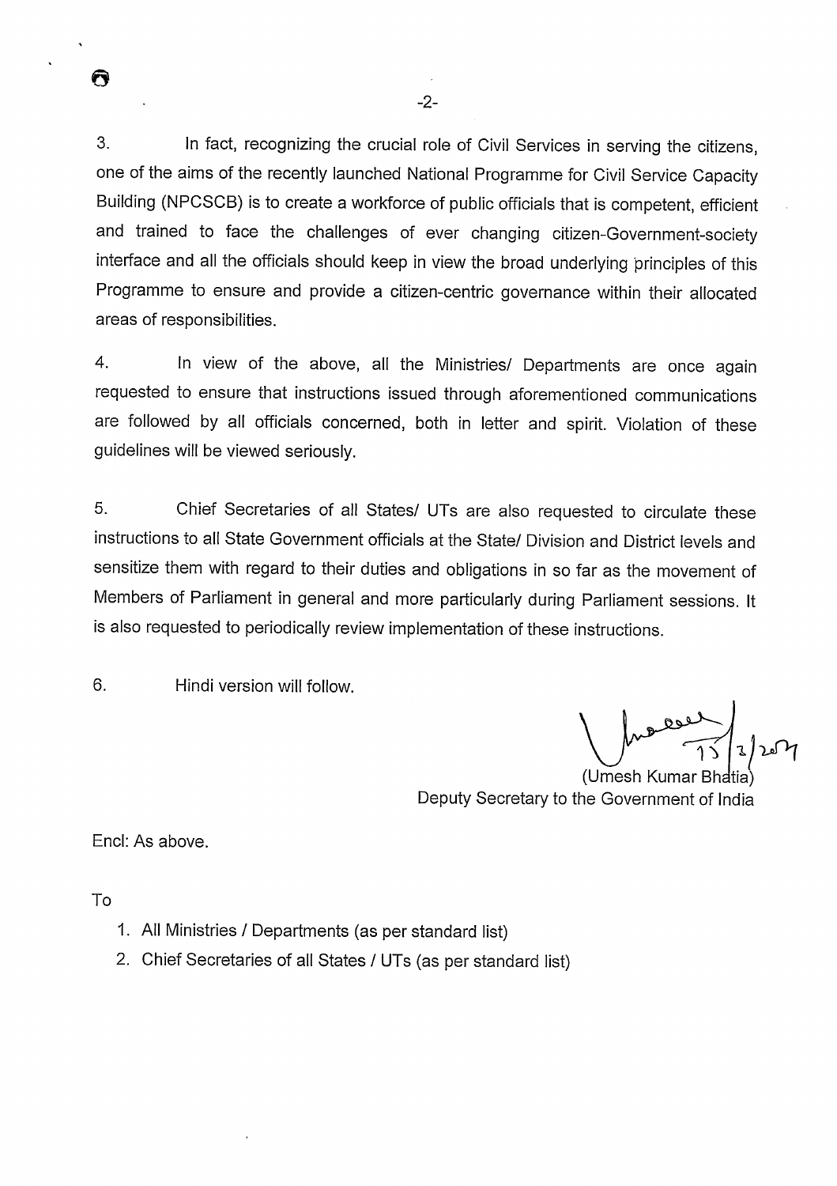3. In fact, recognizing the crucial role of Civil Services in serving the citizens, one of the aims of the recently launched National Programme for Civil Service Capacity Building (NPCSCB) is to create a workforce of public officials that is competent, efficient and trained to face the challenges of ever changing citizen-Government-society interface and all the officials should keep in view the broad underlying principles of this Programme to ensure and provide a citizen-centric governance within their allocated areas of responsibilities.

4. In view of the above, all the Ministries/ Departments are once again requested to ensure that instructions issued through aforementioned communications are followed by all officials concerned, both in letter and spirit. Violation of these guidelines will be viewed seriously.

5. Chief Secretaries of all States/ UTs are also requested to circulate these instructions to all State Government officials at the State/ Division and District levels and sensitize them with regard to their duties and obligations in so far as the movement of Members of Parliament in general and more particularly during Parliament sessions. It is also requested to periodically review implementation of these instructions.

6. Hindi version will follow.

15/3/2021

(Umesh Kumar Bhatia)
Deputy Secretary to the Government of India

Encl: As above.

To

1. All Ministries / Departments (as per standard list)
2. Chief Secretaries of all States / UTs (as per standard list)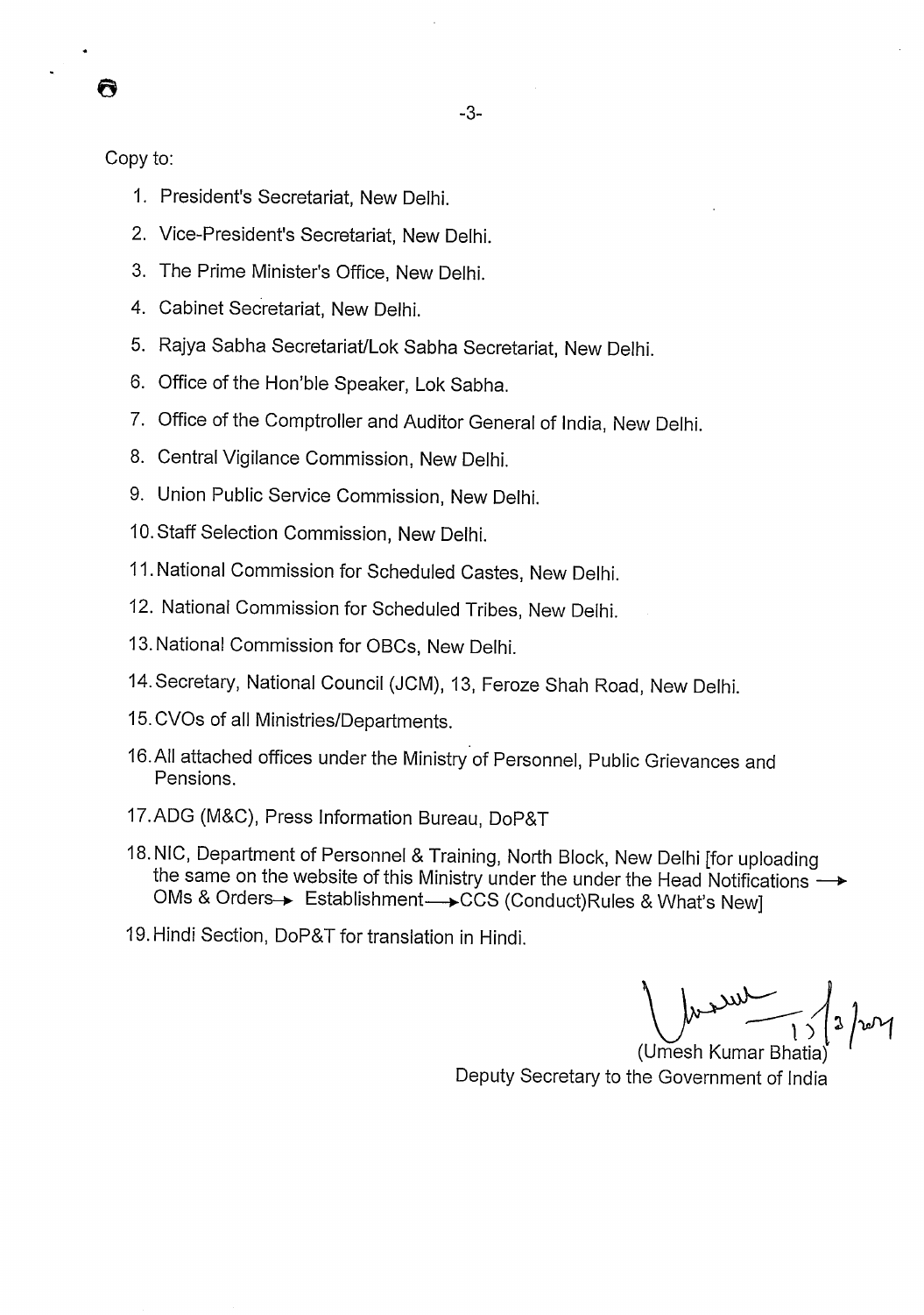Copy to:

1. President's Secretariat, New Delhi.
2. Vice-President's Secretariat, New Delhi.
3. The Prime Minister's Office, New Delhi.
4. Cabinet Secretariat, New Delhi.
5. Rajya Sabha Secretariat/Lok Sabha Secretariat, New Delhi.
6. Office of the Hon'ble Speaker, Lok Sabha.
7. Office of the Comptroller and Auditor General of India, New Delhi.
8. Central Vigilance Commission, New Delhi.
9. Union Public Service Commission, New Delhi.
10. Staff Selection Commission, New Delhi.
11. National Commission for Scheduled Castes, New Delhi.
12. National Commission for Scheduled Tribes, New Delhi.
13. National Commission for OBCs, New Delhi.
14. Secretary, National Council (JCM), 13, Feroze Shah Road, New Delhi.
15. CVOs of all Ministries/Departments.
16. All attached offices under the Ministry of Personnel, Public Grievances and Pensions.
17. ADG (M&C), Press Information Bureau, DoP&T
18. NIC, Department of Personnel & Training, North Block, New Delhi [for uploading the same on the website of this Ministry under the under the Head Notifications → OMs & Orders→ Establishment→CCS (Conduct)Rules & What's New]
19. Hindi Section, DoP&T for translation in Hindi.

15/3/2024

(Umesh Kumar Bhatia)
Deputy Secretary to the Government of India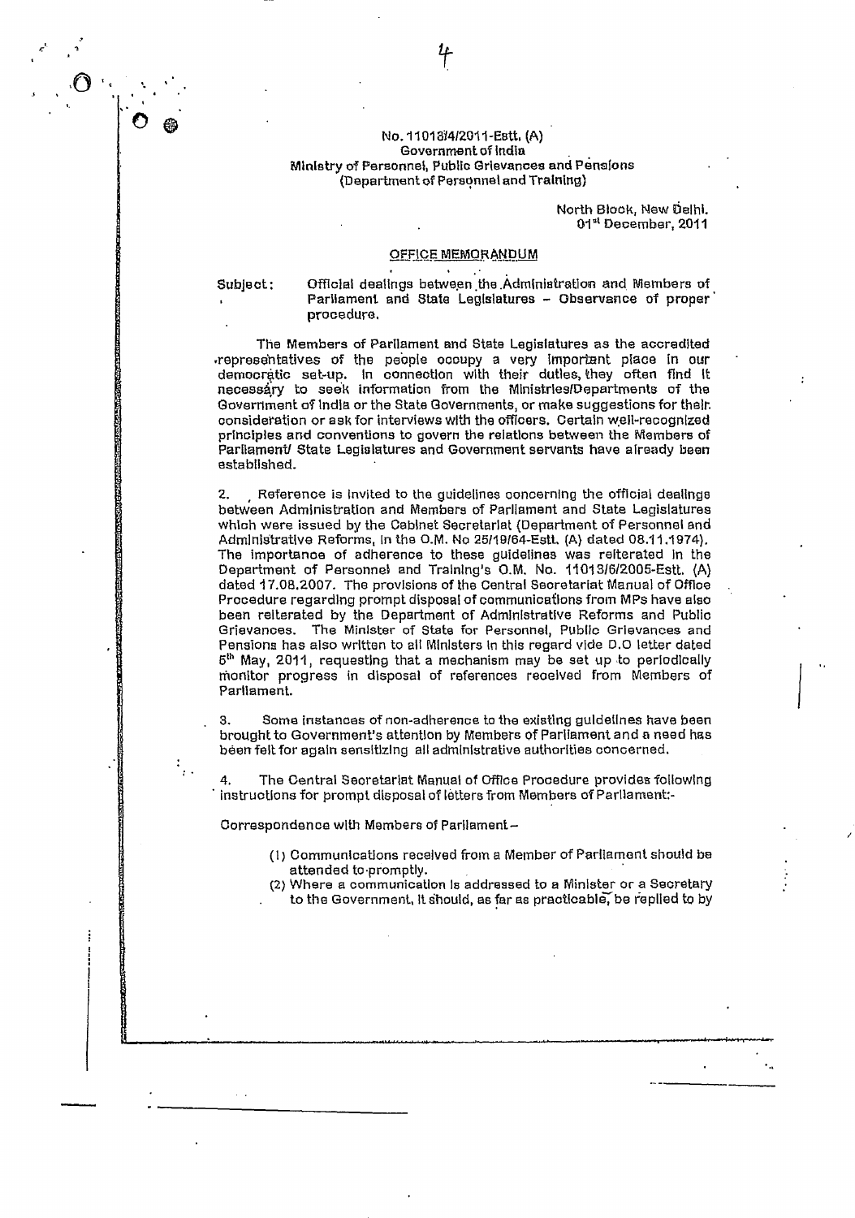No. 11013/4/2011-Estt. (A)
Government of India
Ministry of Personnel, Public Grievances and Pensions
(Department of Personnel and Training)

North Block, New Delhi.
01st December, 2011

## OFFICE MEMORANDUM

Subject: Official dealings between the Administration and Members of Parliament and State Legislatures – Observance of proper procedure.

The Members of Parliament and State Legislatures as the accredited representatives of the people occupy a very important place in our democratic set-up. In connection with their duties, they often find it necessary to seek information from the Ministries/Departments of the Government of India or the State Governments, or make suggestions for their consideration or ask for interviews with the officers. Certain well-recognized principles and conventions to govern the relations between the Members of Parliament/ State Legislatures and Government servants have already been established.

2. Reference is invited to the guidelines concerning the official dealings between Administration and Members of Parliament and State Legislatures which were issued by the Cabinet Secretariat (Department of Personnel and Administrative Reforms, in the O.M. No 25/19/64-Estt. (A) dated 08.11.1974). The importance of adherence to these guidelines was reiterated in the Department of Personnel and Training's O.M. No. 11013/6/2005-Estt. (A) dated 17.08.2007. The provisions of the Central Secretariat Manual of Office Procedure regarding prompt disposal of communications from MPs have also been reiterated by the Department of Administrative Reforms and Public Grievances. The Minister of State for Personnel, Public Grievances and Pensions has also written to all Ministers in this regard vide D.O letter dated 5th May, 2011, requesting that a mechanism may be set up to periodically monitor progress in disposal of references received from Members of Parliament.

3. Some instances of non-adherence to the existing guidelines have been brought to Government's attention by Members of Parliament and a need has been felt for again sensitizing all administrative authorities concerned.

4. The Central Secretariat Manual of Office Procedure provides following instructions for prompt disposal of letters from Members of Parliament:-

Correspondence with Members of Parliament –

(1) Communications received from a Member of Parliament should be attended to promptly.

(2) Where a communication is addressed to a Minister or a Secretary to the Government, it should, as far as practicable, be replied to by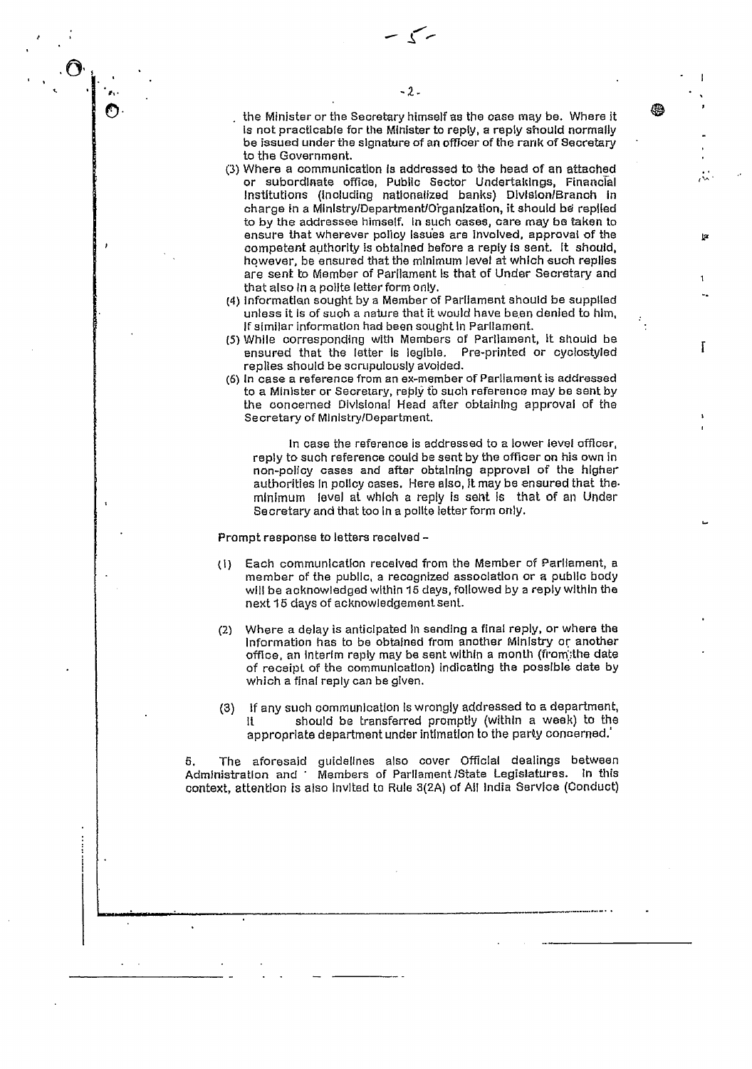the Minister or the Secretary himself as the case may be. Where it is not practicable for the Minister to reply, a reply should normally be issued under the signature of an officer of the rank of Secretary to the Government.

(3) Where a communication is addressed to the head of an attached or subordinate office, Public Sector Undertakings, Financial Institutions (including nationalized banks) Division/Branch in charge in a Ministry/Department/Organization, it should be replied to by the addressee himself. In such cases, care may be taken to ensure that wherever policy issues are involved, approval of the competent authority is obtained before a reply is sent. It should, however, be ensured that the minimum level at which such replies are sent to Member of Parliament is that of Under Secretary and that also in a polite letter form only.

(4) Information sought by a Member of Parliament should be supplied unless it is of such a nature that it would have been denied to him, if similar information had been sought in Parliament.

(5) While corresponding with Members of Parliament, it should be ensured that the letter is legible. Pre-printed or cyclostyled replies should be scrupulously avoided.

(6) In case a reference from an ex-member of Parliament is addressed to a Minister or Secretary, reply to such reference may be sent by the concerned Divisional Head after obtaining approval of the Secretary of Ministry/Department.

In case the reference is addressed to a lower level officer, reply to such reference could be sent by the officer on his own in non-policy cases and after obtaining approval of the higher authorities in policy cases. Here also, it may be ensured that the minimum level at which a reply is sent is that of an Under Secretary and that too in a polite letter form only.

Prompt response to letters received –

(1) Each communication received from the Member of Parliament, a member of the public, a recognized association or a public body will be acknowledged within 15 days, followed by a reply within the next 15 days of acknowledgement sent.

(2) Where a delay is anticipated in sending a final reply, or where the information has to be obtained from another Ministry or another office, an interim reply may be sent within a month (from the date of receipt of the communication) indicating the possible date by which a final reply can be given.

(3) If any such communication is wrongly addressed to a department, it should be transferred promptly (within a week) to the appropriate department under intimation to the party concerned.'

5. The aforesaid guidelines also cover Official dealings between Administration and Members of Parliament /State Legislatures. In this context, attention is also invited to Rule 3(2A) of All India Service (Conduct)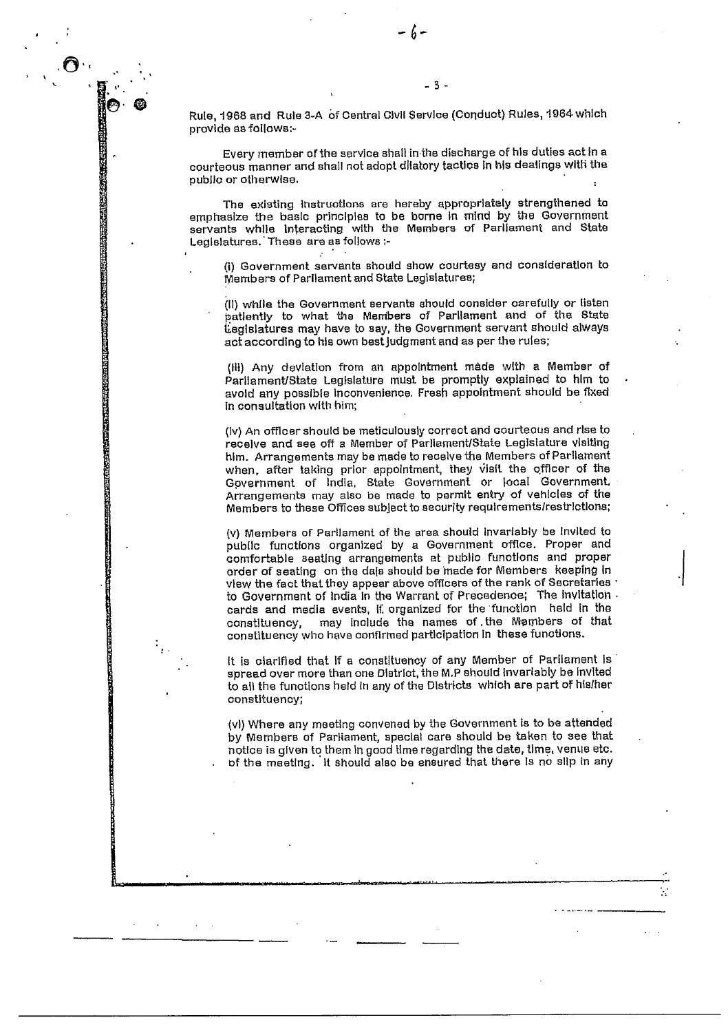Rule, 1968 and Rule 3-A of Central Civil Service (Conduct) Rules, 1964 which provide as follows:-

Every member of the service shall in the discharge of his duties act in a courteous manner and shall not adopt dilatory tactics in his dealings with the public or otherwise.

The existing instructions are hereby appropriately strengthened to emphasize the basic principles to be borne in mind by the Government servants while interacting with the Members of Parliament and State Legislatures. These are as follows :-

(i) Government servants should show courtesy and consideration to Members of Parliament and State Legislatures;

(ii) while the Government servants should consider carefully or listen patiently to what the Members of Parliament and of the State Legislatures may have to say, the Government servant should always act according to his own best judgment and as per the rules;

(iii) Any deviation from an appointment made with a Member of Parliament/State Legislature must be promptly explained to him to avoid any possible inconvenience. Fresh appointment should be fixed in consultation with him;

(iv) An officer should be meticulously correct and courteous and rise to receive and see off a Member of Parliament/State Legislature visiting him. Arrangements may be made to receive the Members of Parliament when, after taking prior appointment, they visit the officer of the Government of India, State Government or local Government. Arrangements may also be made to permit entry of vehicles of the Members to these Offices subject to security requirements/restrictions;

(v) Members of Parliament of the area should invariably be invited to public functions organized by a Government office. Proper and comfortable seating arrangements at public functions and proper order of seating on the dais should be made for Members keeping in view the fact that they appear above officers of the rank of Secretaries to Government of India in the Warrant of Precedence; The invitation cards and media events, if, organized for the function held in the constituency, may include the names of the Members of that constituency who have confirmed participation in these functions.

It is clarified that if a constituency of any Member of Parliament is spread over more than one District, the M.P should invariably be invited to all the functions held in any of the Districts which are part of his/her constituency;

(vi) Where any meeting convened by the Government is to be attended by Members of Parliament, special care should be taken to see that notice is given to them in good time regarding the date, time, venue etc. of the meeting. It should also be ensured that there is no slip in any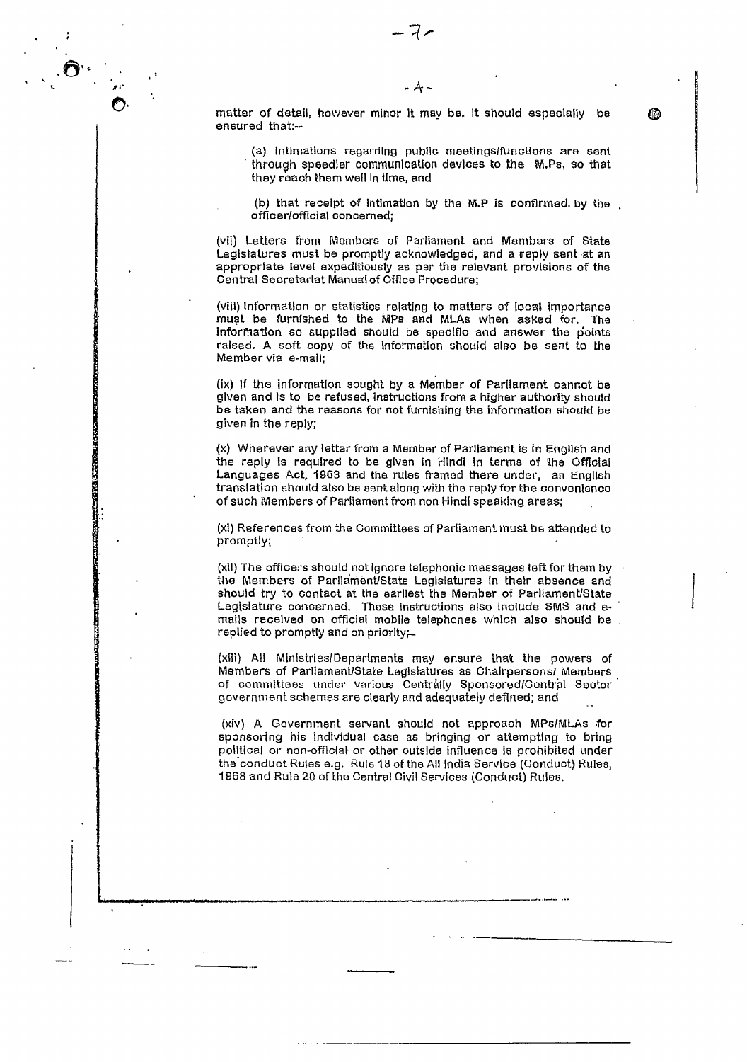matter of detail, however minor it may be. It should especially be ensured that:--

(a) intimations regarding public meetings/functions are sent through speedier communication devices to the M.Ps, so that they reach them well in time, and

(b) that receipt of intimation by the M.P is confirmed. by the officer/official concerned;

(vii) Letters from Members of Parliament and Members of State Legislatures must be promptly acknowledged, and a reply sent at an appropriate level expeditiously as per the relevant provisions of the Central Secretariat Manual of Office Procedure;

(viii) Information or statistics relating to matters of local importance must be furnished to the MPs and MLAs when asked for. The information so supplied should be specific and answer the points raised. A soft copy of the information should also be sent to the Member via e-mail;

(ix) If the information sought by a Member of Parliament cannot be given and is to be refused, instructions from a higher authority should be taken and the reasons for not furnishing the information should be given in the reply;

(x) Wherever any letter from a Member of Parliament is in English and the reply is required to be given in Hindi in terms of the Official Languages Act, 1963 and the rules framed there under, an English translation should also be sent along with the reply for the convenience of such Members of Parliament from non Hindi speaking areas;

(xi) References from the Committees of Parliament must be attended to promptly;

(xii) The officers should not ignore telephonic messages left for them by the Members of Parliament/State Legislatures in their absence and should try to contact at the earliest the Member of Parliament/State Legislature concerned. These instructions also include SMS and e-mails received on official mobile telephones which also should be replied to promptly and on priority;-

(xiii) All Ministries/Departments may ensure that the powers of Members of Parliament/State Legislatures as Chairpersons/ Members of committees under various Centrally Sponsored/Central Sector government schemes are clearly and adequately defined; and

(xiv) A Government servant should not approach MPs/MLAs for sponsoring his individual case as bringing or attempting to bring political or non-official or other outside influence is prohibited under the conduct Rules e.g. Rule 18 of the All India Service (Conduct) Rules, 1968 and Rule 20 of the Central Civil Services (Conduct) Rules.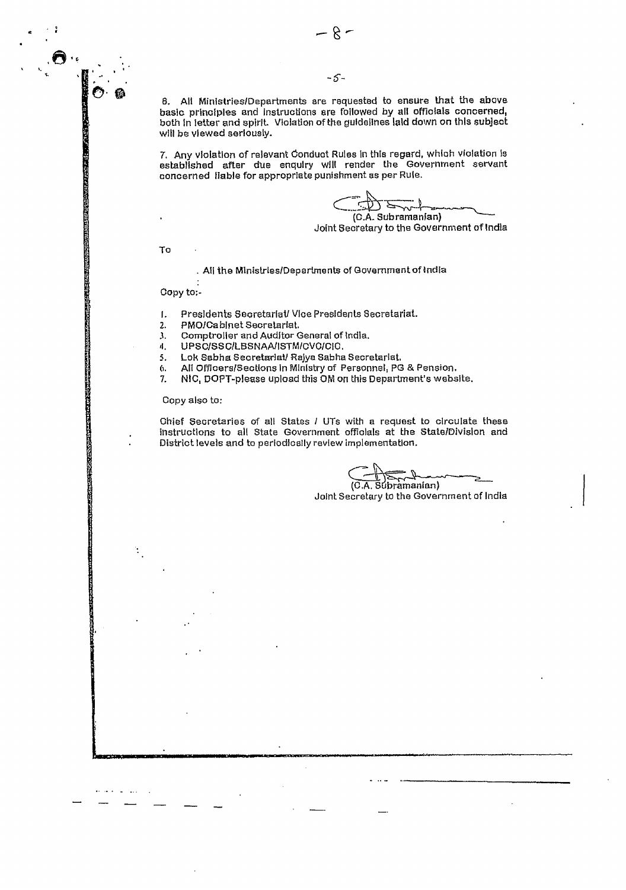6. All Ministries/Departments are requested to ensure that the above basic principles and instructions are followed by all officials concerned, both in letter and spirit. Violation of the guidelines laid down on this subject will be viewed seriously.

7. Any violation of relevant Conduct Rules in this regard, which violation is established after due enquiry will render the Government servant concerned liable for appropriate punishment as per Rule.

(C.A. Subramanian)
Joint Secretary to the Government of India

To

All the Ministries/Departments of Government of India

Copy to:-

1. Presidents Secretariat/ Vice Presidents Secretariat.
2. PMO/Cabinet Secretariat.
3. Comptroller and Auditor General of India.
4. UPSC/SSC/LBSNAA/ISTM/CVC/CIC.
5. Lok Sabha Secretariat/ Rajya Sabha Secretariat.
6. All Officers/Sections in Ministry of Personnel, PG & Pension.
7. NIC, DOPT-please upload this OM on this Department's website.

Copy also to:

Chief Secretaries of all States / UTs with a request to circulate these instructions to all State Government officials at the State/Division and District levels and to periodically review implementation.

(C.A. Subramanian)
Joint Secretary to the Government of India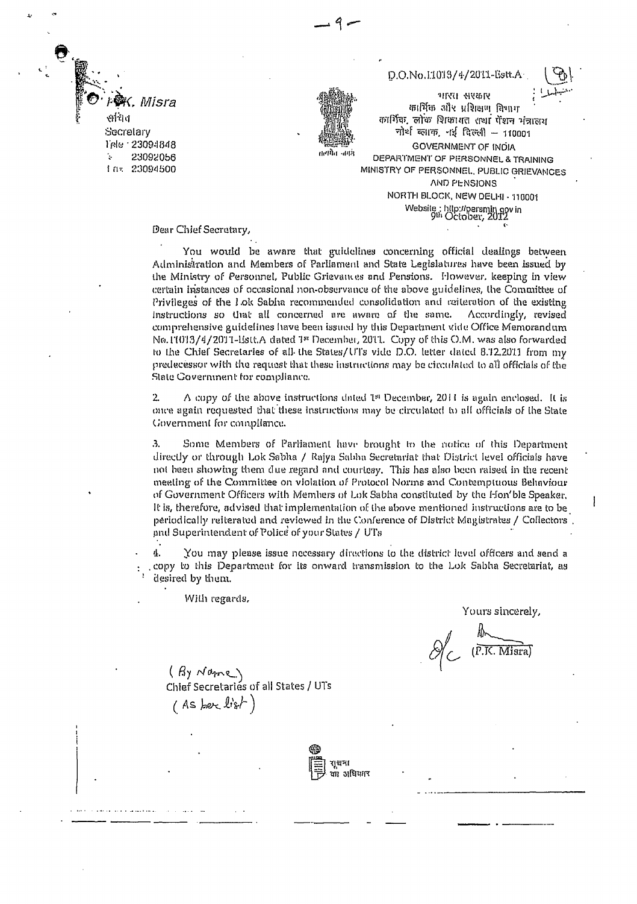P.K. Misra
सचिव
Secretary
Tele : 23094848
23092056
Fax: 23094500

D.O.No.11013/4/2011-Estt.A

भारत सरकार
कार्मिक और प्रशिक्षण विभाग
कार्मिक, लोक शिकायत तथा पेंशन मंत्रालय
नोर्थ ब्लाक, नई दिल्ली – 110001

GOVERNMENT OF INDIA
DEPARTMENT OF PERSONNEL & TRAINING
MINISTRY OF PERSONNEL, PUBLIC GRIEVANCES AND PENSIONS
NORTH BLOCK, NEW DELHI - 110001
Website : http://persmin.gov.in

9th October, 2012

Dear Chief Secretary,

You would be aware that guidelines concerning official dealings between Administration and Members of Parliament and State Legislatures have been issued by the Ministry of Personnel, Public Grievances and Pensions. However, keeping in view certain instances of occasional non-observance of the above guidelines, the Committee of Privileges of the Lok Sabha recommended consolidation and reiteration of the existing instructions so that all concerned are aware of the same. Accordingly, revised comprehensive guidelines have been issued by this Department vide Office Memorandum No.11013/4/2011-Estt.A dated 1st December, 2011. Copy of this O.M. was also forwarded to the Chief Secretaries of all the States/UTs vide D.O. letter dated 8.12.2011 from my predecessor with the request that these instructions may be circulated to all officials of the State Government for compliance.

2. A copy of the above instructions dated 1st December, 2011 is again enclosed. It is once again requested that these instructions may be circulated to all officials of the State Government for compliance.

3. Some Members of Parliament have brought to the notice of this Department directly or through Lok Sabha / Rajya Sabha Secretariat that District level officials have not been showing them due regard and courtesy. This has also been raised in the recent meeting of the Committee on violation of Protocol Norms and Contemptuous Behaviour of Government Officers with Members of Lok Sabha constituted by the Hon'ble Speaker. It is, therefore, advised that implementation of the above mentioned instructions are to be periodically reiterated and reviewed in the Conference of District Magistrates / Collectors and Superintendent of Police of your States / UTs

4. You may please issue necessary directions to the district level officers and send a copy to this Department for its onward transmission to the Lok Sabha Secretariat, as desired by them.

With regards,

Yours sincerely,

(P.K. Misra)

(By Name)
Chief Secretaries of all States / UTs
(As per list)

सूचना का अधिकार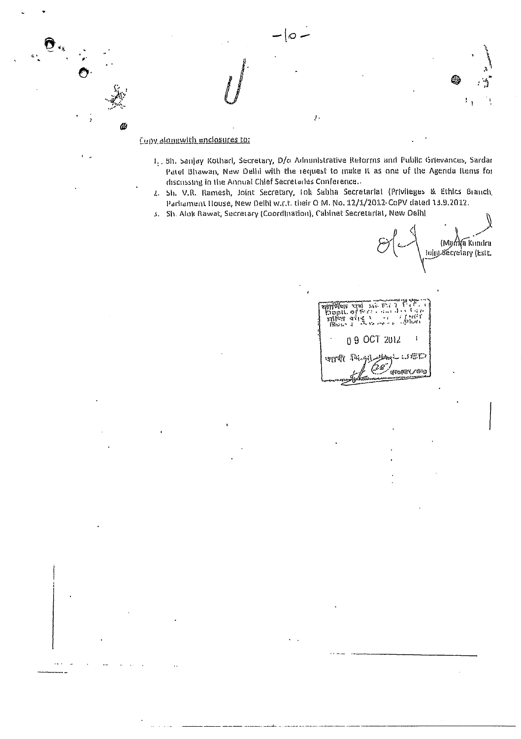Copy alongwith enclosures to:

1. Sh. Sanjay Kothari, Secretary, D/o Administrative Reforms and Public Grievances, Sardar Patel Bhawan, New Delhi with the request to make it as one of the Agenda Items for discussing in the Annual Chief Secretaries Conference..
2. Sh. V.R. Ramesh, Joint Secretary, Lok Sabha Secretariat (Privileges & Ethics Branch, Parliament House, New Delhi w.r.t. their O M. No. 12/1/2012-CoPV dated 13.9.2012.
3. Sh. Alok Rawat, Secretary (Coordination), Cabinet Secretariat, New Delhi

(Mamta Kundra
Joint Secretary (Estt.

09 OCT 2012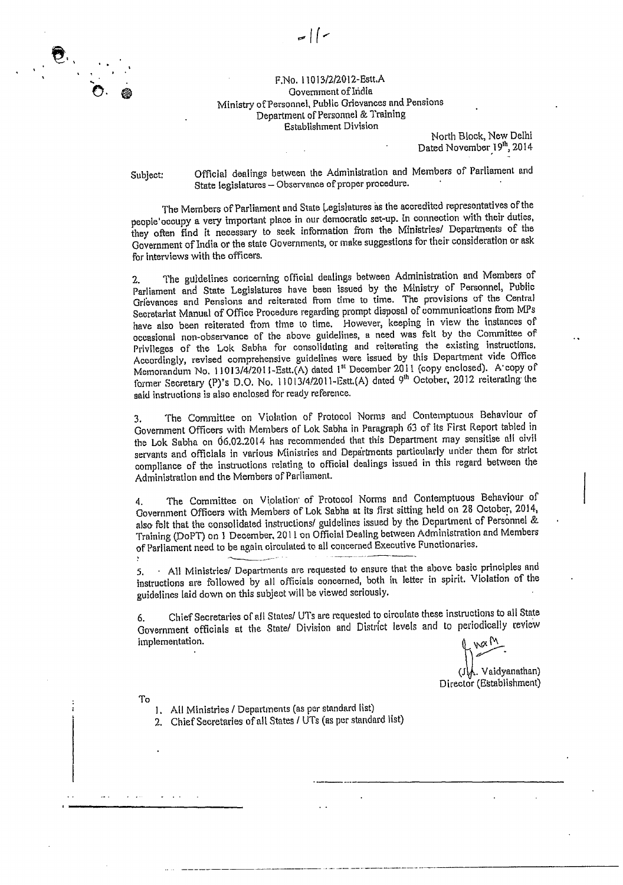F.No. 11013/2/2012-Estt.A
Government of India
Ministry of Personnel, Public Grievances and Pensions
Department of Personnel & Training
Establishment Division

North Block, New Delhi
Dated November 19th, 2014

Subject: Official dealings between the Administration and Members of Parliament and State legislatures – Observance of proper procedure.

The Members of Parliament and State Legislatures as the accredited representatives of the people occupy a very important place in our democratic set-up. In connection with their duties, they often find it necessary to seek information from the Ministries/ Departments of the Government of India or the state Governments, or make suggestions for their consideration or ask for interviews with the officers.

2. The guidelines concerning official dealings between Administration and Members of Parliament and State Legislatures have been issued by the Ministry of Personnel, Public Grievances and Pensions and reiterated from time to time. The provisions of the Central Secretariat Manual of Office Procedure regarding prompt disposal of communications from MPs have also been reiterated from time to time. However, keeping in view the instances of occasional non-observance of the above guidelines, a need was felt by the Committee of Privileges of the Lok Sabha for consolidating and reiterating the existing instructions. Accordingly, revised comprehensive guidelines were issued by this Department vide Office Memorandum No. 11013/4/2011-Estt.(A) dated 1st December 2011 (copy enclosed). A copy of former Secretary (P)'s D.O. No. 11013/4/2011-Estt.(A) dated 9th October, 2012 reiterating the said instructions is also enclosed for ready reference.

3. The Committee on Violation of Protocol Norms and Contemptuous Behaviour of Government Officers with Members of Lok Sabha in Paragraph 63 of its First Report tabled in the Lok Sabha on 06.02.2014 has recommended that this Department may sensitise all civil servants and officials in various Ministries and Departments particularly under them for strict compliance of the instructions relating to official dealings issued in this regard between the Administration and the Members of Parliament.

4. The Committee on Violation of Protocol Norms and Contemptuous Behaviour of Government Officers with Members of Lok Sabha at its first sitting held on 28 October, 2014, also felt that the consolidated instructions/ guidelines issued by the Department of Personnel & Training (DoPT) on 1 December, 2011 on Official Dealing between Administration and Members of Parliament need to be again circulated to all concerned Executive Functionaries.

5. All Ministries/ Departments are requested to ensure that the above basic principles and instructions are followed by all officials concerned, both in letter in spirit. Violation of the guidelines laid down on this subject will be viewed seriously.

6. Chief Secretaries of all States/ UTs are requested to circulate these instructions to all State Government officials at the State/ Division and District levels and to periodically review implementation.

(J.A. Vaidyanathan)
Director (Establishment)

To

1. All Ministries / Departments (as per standard list)
2. Chief Secretaries of all States / UTs (as per standard list)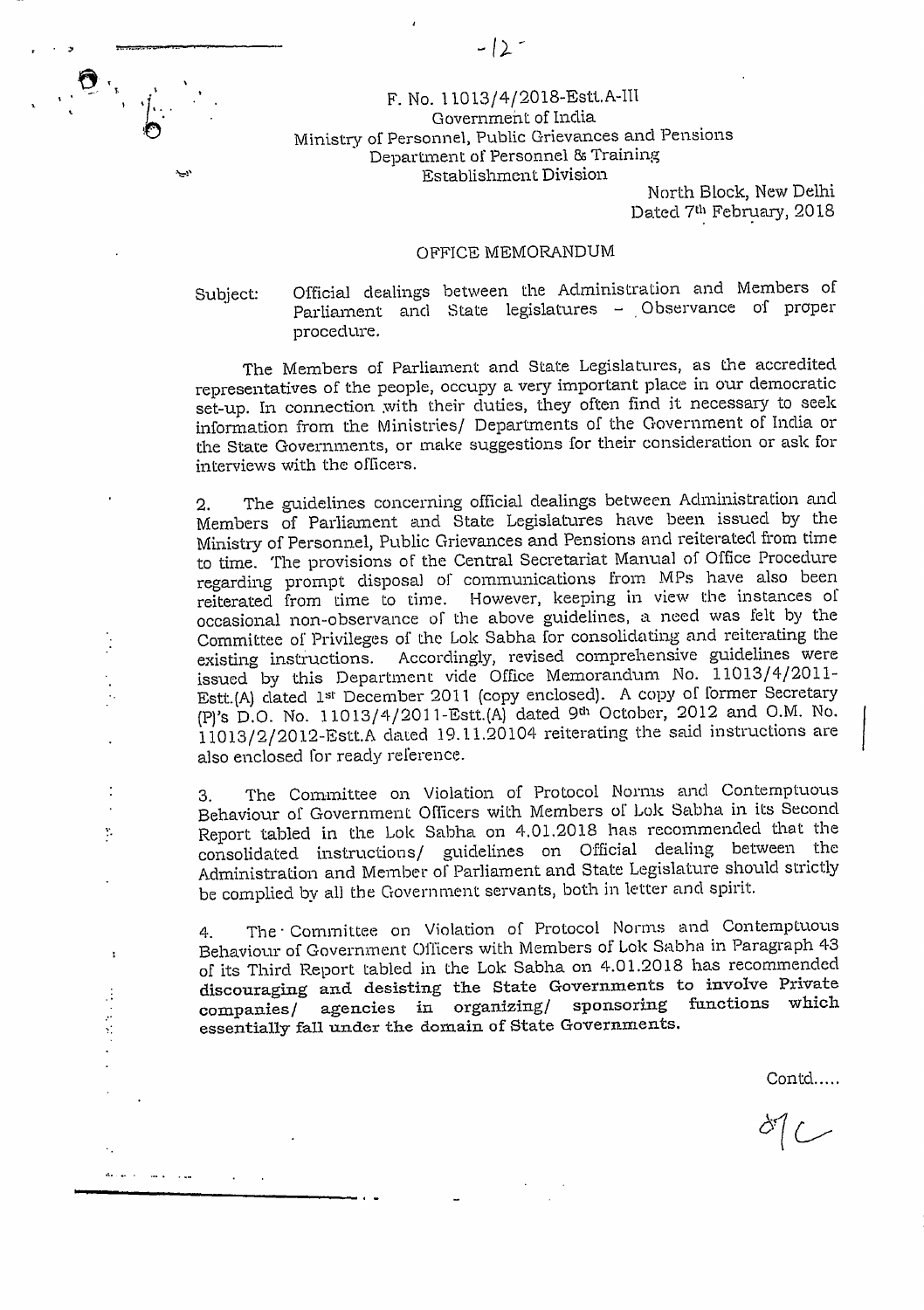F. No. 11013/4/2018-Estt.A-III
Government of India
Ministry of Personnel, Public Grievances and Pensions
Department of Personnel & Training
Establishment Division

North Block, New Delhi
Dated 7th February, 2018

## OFFICE MEMORANDUM

Subject: Official dealings between the Administration and Members of Parliament and State legislatures – Observance of proper procedure.

The Members of Parliament and State Legislatures, as the accredited representatives of the people, occupy a very important place in our democratic set-up. In connection with their duties, they often find it necessary to seek information from the Ministries/ Departments of the Government of India or the State Governments, or make suggestions for their consideration or ask for interviews with the officers.

2. The guidelines concerning official dealings between Administration and Members of Parliament and State Legislatures have been issued by the Ministry of Personnel, Public Grievances and Pensions and reiterated from time to time. The provisions of the Central Secretariat Manual of Office Procedure regarding prompt disposal of communications from MPs have also been reiterated from time to time. However, keeping in view the instances of occasional non-observance of the above guidelines, a need was felt by the Committee of Privileges of the Lok Sabha for consolidating and reiterating the existing instructions. Accordingly, revised comprehensive guidelines were issued by this Department vide Office Memorandum No. 11013/4/2011-Estt.(A) dated 1st December 2011 (copy enclosed). A copy of former Secretary (P)'s D.O. No. 11013/4/2011-Estt.(A) dated 9th October, 2012 and O.M. No. 11013/2/2012-Estt.A dated 19.11.20104 reiterating the said instructions are also enclosed for ready reference.

3. The Committee on Violation of Protocol Norms and Contemptuous Behaviour of Government Officers with Members of Lok Sabha in its Second Report tabled in the Lok Sabha on 4.01.2018 has recommended that the consolidated instructions/ guidelines on Official dealing between the Administration and Member of Parliament and State Legislature should strictly be complied by all the Government servants, both in letter and spirit.

4. The Committee on Violation of Protocol Norms and Contemptuous Behaviour of Government Officers with Members of Lok Sabha in Paragraph 43 of its Third Report tabled in the Lok Sabha on 4.01.2018 has recommended **discouraging and desisting the State Governments to involve Private companies/ agencies in organizing/ sponsoring functions which essentially fall under the domain of State Governments.**

Contd.....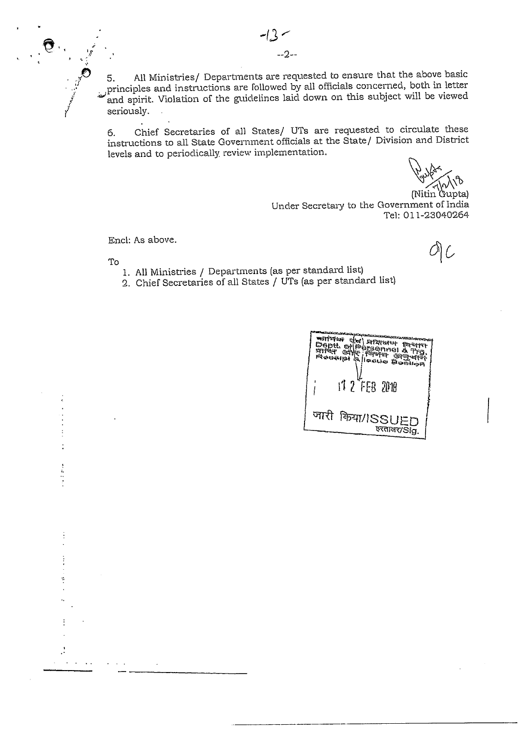5. All Ministries/ Departments are requested to ensure that the above basic principles and instructions are followed by all officials concerned, both in letter and spirit. Violation of the guidelines laid down on this subject will be viewed seriously.

6. Chief Secretaries of all States/ UTs are requested to circulate these instructions to all State Government officials at the State/ Division and District levels and to periodically review implementation.

(Nitin Gupta)
Under Secretary to the Government of India
Tel: 011-23040264

Encl: As above.

To

1. All Ministries / Departments (as per standard list)
2. Chief Secretaries of all States / UTs (as per standard list)

कार्मिक एवं प्रशिक्षण विभाग
Deptt. of Personnel & Trg.
प्राप्ति और निर्गम अनुभाग
Receipt & Issue Section

12 FEB 2018

जारी किया/ISSUED
हस्ताक्षर/Sig.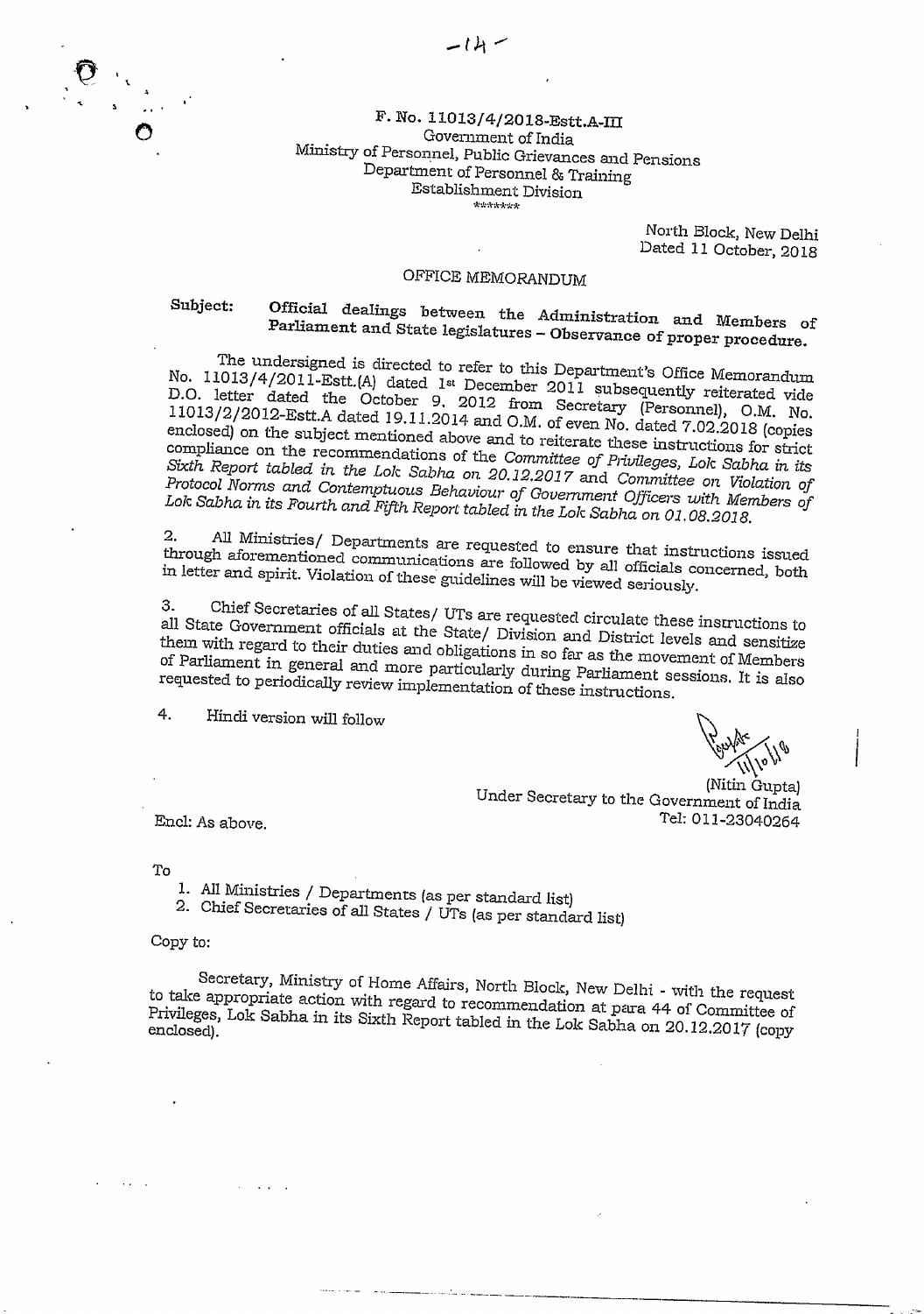F. No. 11013/4/2018-Estt.A-III
Government of India
Ministry of Personnel, Public Grievances and Pensions
Department of Personnel & Training
Establishment Division
\*\*\*\*\*\*\*

North Block, New Delhi
Dated 11 October, 2018

## OFFICE MEMORANDUM

**Subject: Official dealings between the Administration and Members of Parliament and State legislatures – Observance of proper procedure.**

The undersigned is directed to refer to this Department's Office Memorandum No. 11013/4/2011-Estt.(A) dated 1st December 2011 subsequently reiterated vide D.O. letter dated the October 9, 2012 from Secretary (Personnel), O.M. No. 11013/2/2012-Estt.A dated 19.11.2014 and O.M. of even No. dated 7.02.2018 (copies enclosed) on the subject mentioned above and to reiterate these instructions for strict compliance on the recommendations of the *Committee of Privileges, Lok Sabha in its Sixth Report tabled in the Lok Sabha on 20.12.2017* and *Committee on Violation of Protocol Norms and Contemptuous Behaviour of Government Officers with Members of Lok Sabha in its Fourth and Fifth Report tabled in the Lok Sabha on 01.08.2018.*

2. All Ministries/ Departments are requested to ensure that instructions issued through aforementioned communications are followed by all officials concerned, both in letter and spirit. Violation of these guidelines will be viewed seriously.

3. Chief Secretaries of all States/ UTs are requested circulate these instructions to all State Government officials at the State/ Division and District levels and sensitize them with regard to their duties and obligations in so far as the movement of Members of Parliament in general and more particularly during Parliament sessions. It is also requested to periodically review implementation of these instructions.

4. Hindi version will follow

(Nitin Gupta)
Under Secretary to the Government of India
Tel: 011-23040264

Encl: As above.

To

1. All Ministries / Departments (as per standard list)
2. Chief Secretaries of all States / UTs (as per standard list)

Copy to:

Secretary, Ministry of Home Affairs, North Block, New Delhi - with the request to take appropriate action with regard to recommendation at para 44 of Committee of Privileges, Lok Sabha in its Sixth Report tabled in the Lok Sabha on 20.12.2017 (copy enclosed).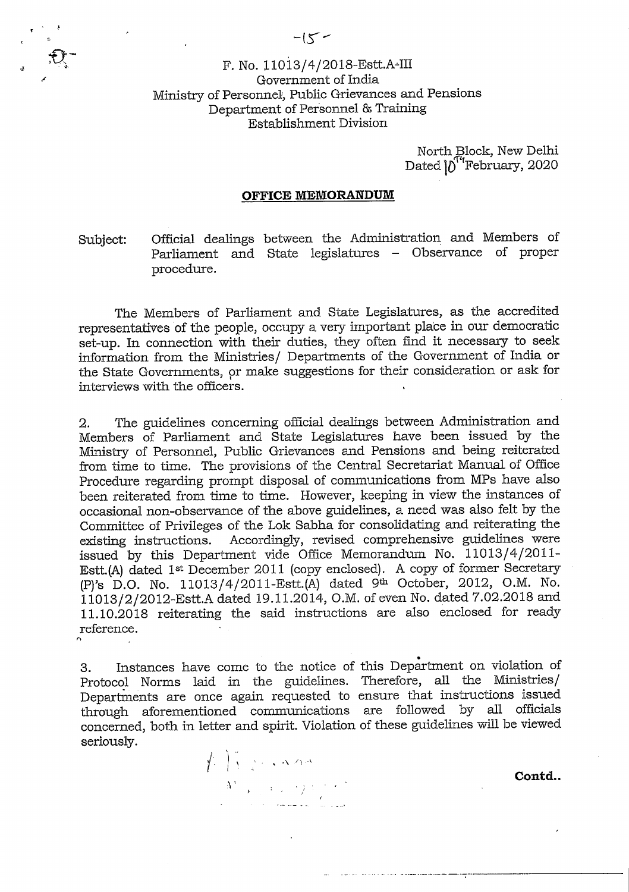F. No. 11013/4/2018-Estt.A-III
Government of India
Ministry of Personnel, Public Grievances and Pensions
Department of Personnel & Training
Establishment Division

North Block, New Delhi
Dated 10th February, 2020

**OFFICE MEMORANDUM**

Subject: Official dealings between the Administration and Members of Parliament and State legislatures – Observance of proper procedure.

The Members of Parliament and State Legislatures, as the accredited representatives of the people, occupy a very important place in our democratic set-up. In connection with their duties, they often find it necessary to seek information from the Ministries/ Departments of the Government of India or the State Governments, or make suggestions for their consideration or ask for interviews with the officers.

2. The guidelines concerning official dealings between Administration and Members of Parliament and State Legislatures have been issued by the Ministry of Personnel, Public Grievances and Pensions and being reiterated from time to time. The provisions of the Central Secretariat Manual of Office Procedure regarding prompt disposal of communications from MPs have also been reiterated from time to time. However, keeping in view the instances of occasional non-observance of the above guidelines, a need was also felt by the Committee of Privileges of the Lok Sabha for consolidating and reiterating the existing instructions. Accordingly, revised comprehensive guidelines were issued by this Department vide Office Memorandum No. 11013/4/2011-Estt.(A) dated 1st December 2011 (copy enclosed). A copy of former Secretary (P)'s D.O. No. 11013/4/2011-Estt.(A) dated 9th October, 2012, O.M. No. 11013/2/2012-Estt.A dated 19.11.2014, O.M. of even No. dated 7.02.2018 and 11.10.2018 reiterating the said instructions are also enclosed for ready reference.

3. Instances have come to the notice of this Department on violation of Protocol Norms laid in the guidelines. Therefore, all the Ministries/ Departments are once again requested to ensure that instructions issued through aforementioned communications are followed by all officials concerned, both in letter and spirit. Violation of these guidelines will be viewed seriously.

**Contd..**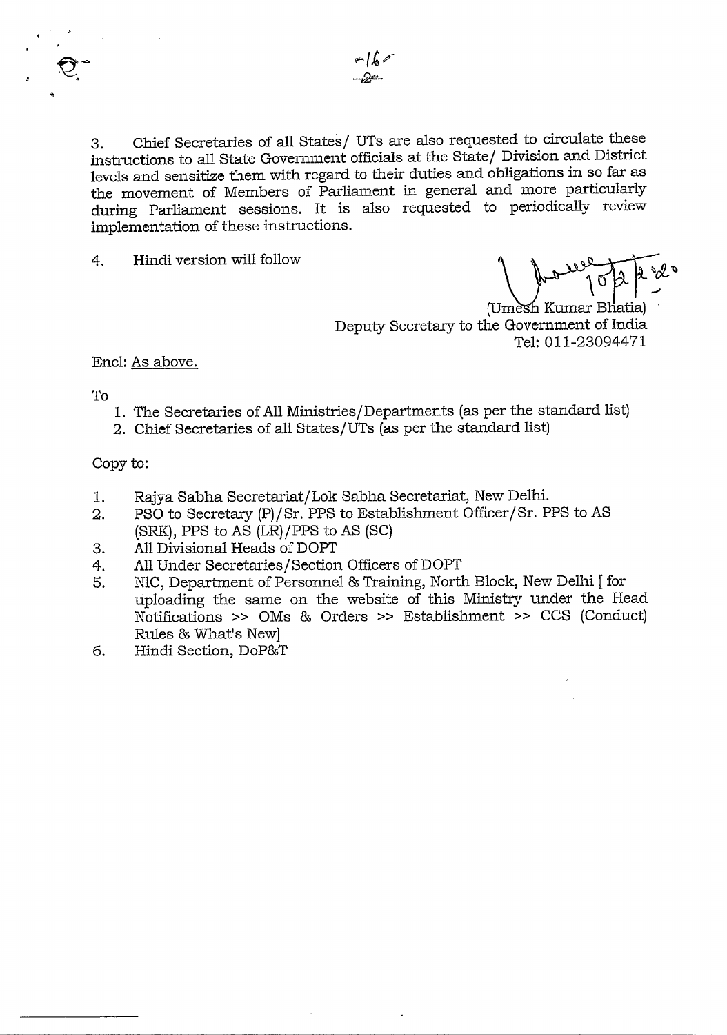3. Chief Secretaries of all States/ UTs are also requested to circulate these instructions to all State Government officials at the State/ Division and District levels and sensitize them with regard to their duties and obligations in so far as the movement of Members of Parliament in general and more particularly during Parliament sessions. It is also requested to periodically review implementation of these instructions.

4. Hindi version will follow

(Umesh Kumar Bhatia)
Deputy Secretary to the Government of India
Tel: 011-23094471

Encl: As above.

To

1. The Secretaries of All Ministries/Departments (as per the standard list)
2. Chief Secretaries of all States/UTs (as per the standard list)

Copy to:

1. Rajya Sabha Secretariat/Lok Sabha Secretariat, New Delhi.
2. PSO to Secretary (P)/Sr. PPS to Establishment Officer/Sr. PPS to AS (SRK), PPS to AS (LR)/PPS to AS (SC)
3. All Divisional Heads of DOPT
4. All Under Secretaries/Section Officers of DOPT
5. NIC, Department of Personnel & Training, North Block, New Delhi [ for uploading the same on the website of this Ministry under the Head Notifications >> OMs & Orders >> Establishment >> CCS (Conduct) Rules & What's New]
6. Hindi Section, DoP&T